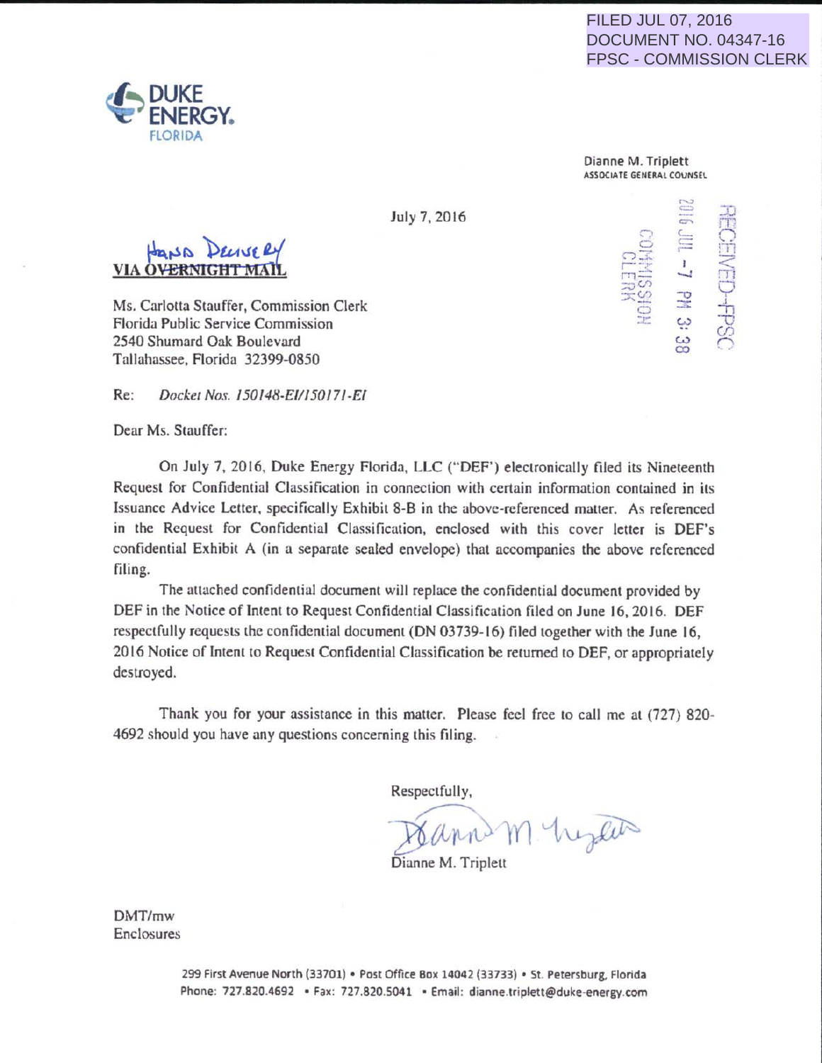FILED JUL 07, 2016
DOCUMENT NO. 04347-16
FPSC - COMMISSION CLERK

DUKE ENERGY.
FLORIDA

Dianne M. Triplett
ASSOCIATE GENERAL COUNSEL

RECEIVED-FPSC
2016 JUL -7 PM 3:38
COMMISSION CLERK

July 7, 2016

HAND DELIVERY
~~VIA OVERNIGHT MAIL~~

Ms. Carlotta Stauffer, Commission Clerk
Florida Public Service Commission
2540 Shumard Oak Boulevard
Tallahassee, Florida 32399-0850

Re: *Docket Nos. 150148-EI/150171-EI*

Dear Ms. Stauffer:

On July 7, 2016, Duke Energy Florida, LLC ("DEF") electronically filed its Nineteenth Request for Confidential Classification in connection with certain information contained in its Issuance Advice Letter, specifically Exhibit 8-B in the above-referenced matter. As referenced in the Request for Confidential Classification, enclosed with this cover letter is DEF's confidential Exhibit A (in a separate sealed envelope) that accompanies the above referenced filing.

The attached confidential document will replace the confidential document provided by DEF in the Notice of Intent to Request Confidential Classification filed on June 16, 2016. DEF respectfully requests the confidential document (DN 03739-16) filed together with the June 16, 2016 Notice of Intent to Request Confidential Classification be returned to DEF, or appropriately destroyed.

Thank you for your assistance in this matter. Please feel free to call me at (727) 820-4692 should you have any questions concerning this filing.

Respectfully,

Dianne M. Triplett

DMT/mw
Enclosures

299 First Avenue North (33701) • Post Office Box 14042 (33733) • St. Petersburg, Florida
Phone: 727.820.4692 • Fax: 727.820.5041 • Email: dianne.triplett@duke-energy.com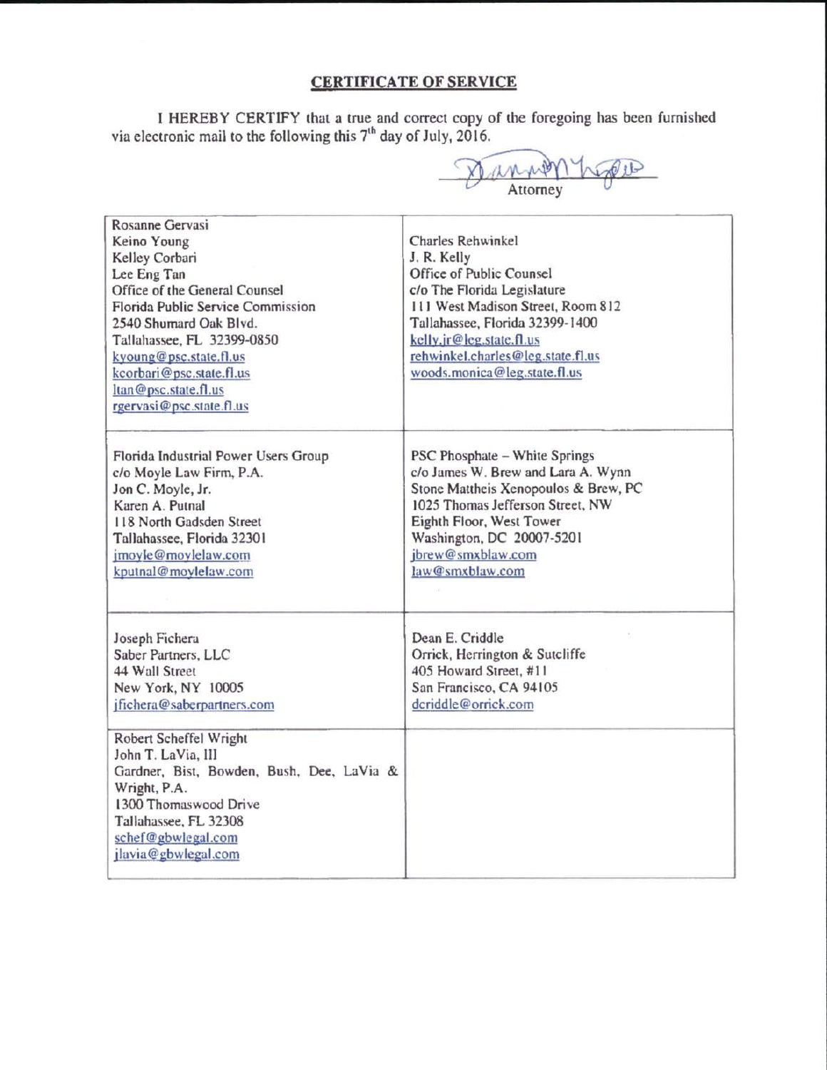## CERTIFICATE OF SERVICE

I HEREBY CERTIFY that a true and correct copy of the foregoing has been furnished via electronic mail to the following this 7[th] day of July, 2016.

Attorney

| | |
|---|---|
| Rosanne Gervasi<br>Keino Young<br>Kelley Corbari<br>Lee Eng Tan<br>Office of the General Counsel<br>Florida Public Service Commission<br>2540 Shumard Oak Blvd.<br>Tallahassee, FL 32399-0850<br>kyoung@psc.state.fl.us<br>kcorbari@psc.state.fl.us<br>ltan@psc.state.fl.us<br>rgervasi@psc.state.fl.us | Charles Rehwinkel<br>J. R. Kelly<br>Office of Public Counsel<br>c/o The Florida Legislature<br>111 West Madison Street, Room 812<br>Tallahassee, Florida 32399-1400<br>kelly.jr@leg.state.fl.us<br>rehwinkel.charles@leg.state.fl.us<br>woods.monica@leg.state.fl.us |
| Florida Industrial Power Users Group<br>c/o Moyle Law Firm, P.A.<br>Jon C. Moyle, Jr.<br>Karen A. Putnal<br>118 North Gadsden Street<br>Tallahassee, Florida 32301<br>jmoyle@moylelaw.com<br>kputnal@moylelaw.com | PSC Phosphate – White Springs<br>c/o James W. Brew and Lara A. Wynn<br>Stone Mattheis Xenopoulos & Brew, PC<br>1025 Thomas Jefferson Street, NW<br>Eighth Floor, West Tower<br>Washington, DC 20007-5201<br>jbrew@smxblaw.com<br>law@smxblaw.com |
| Joseph Fichera<br>Saber Partners, LLC<br>44 Wall Street<br>New York, NY 10005<br>jfichera@saberpartners.com | Dean E. Criddle<br>Orrick, Herrington & Sutcliffe<br>405 Howard Street, #11<br>San Francisco, CA 94105<br>dcriddle@orrick.com |
| Robert Scheffel Wright<br>John T. LaVia, III<br>Gardner, Bist, Bowden, Bush, Dee, LaVia & Wright, P.A.<br>1300 Thomaswood Drive<br>Tallahassee, FL 32308<br>schef@gbwlegal.com<br>jlavia@gbwlegal.com | |